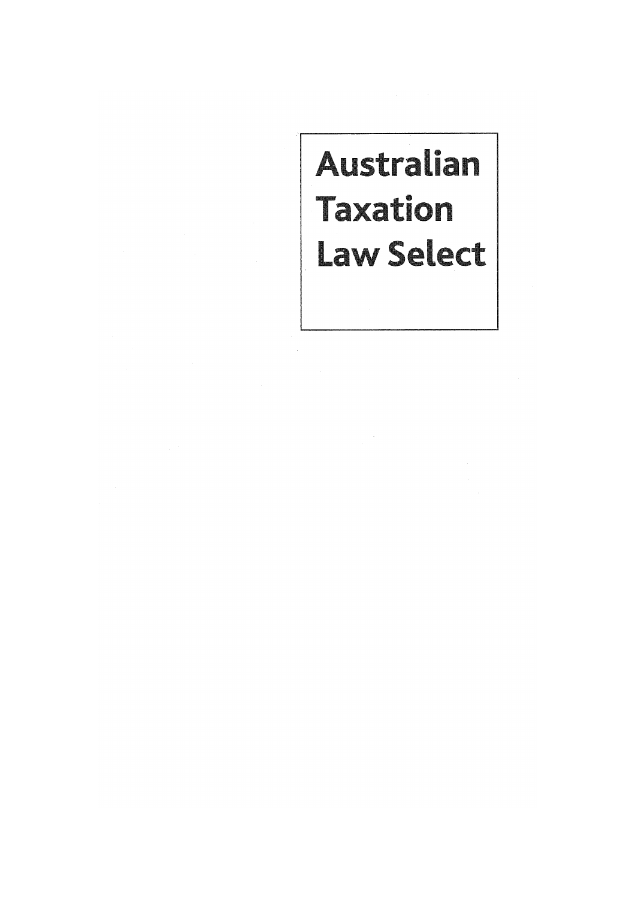# Australian Taxation Law Select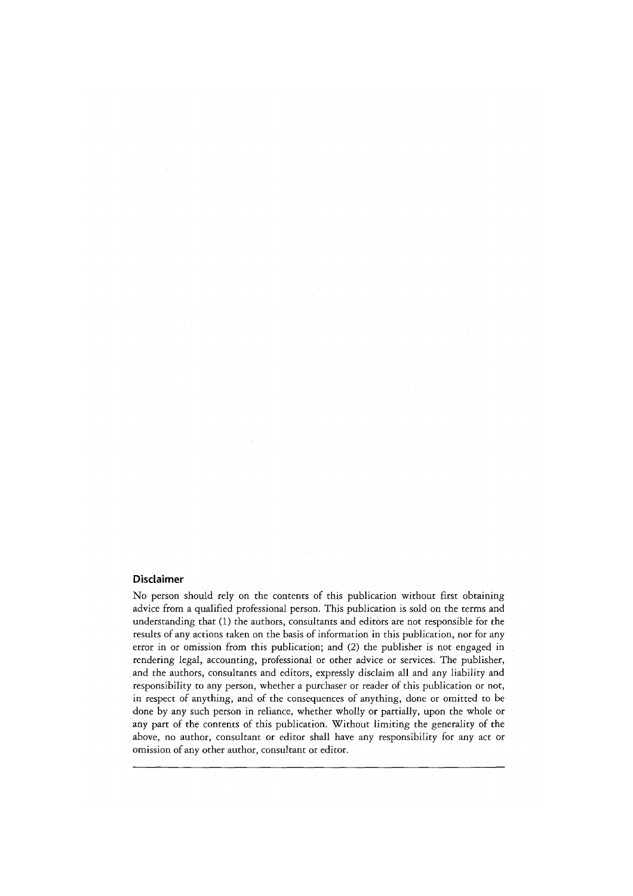## Disclaimer

No person should rely on the contents of this publication without first obtaining advice from a qualified professional person. This publication is sold on the terms and understanding that (1) the authors, consultants and editors are not responsible for the results of any actions taken on the basis of information in this publication, nor for any error in or omission from this publication; and (2) the publisher is not engaged in rendering legal, accounting, professional or other advice or services. The publisher, and the authors, consultants and editors, expressly disclaim all and any liability and responsibility to any person, whether a purchaser or reader of this publication or not, in respect of anything, and of the consequences of anything, done or omitted to be done by any such person in reliance, whether wholly or partially, upon the whole or any part of the contents of this publication. Without limiting the generality of the above, no author, consultant or editor shall have any responsibility for any act or omission of any other author, consultant or editor.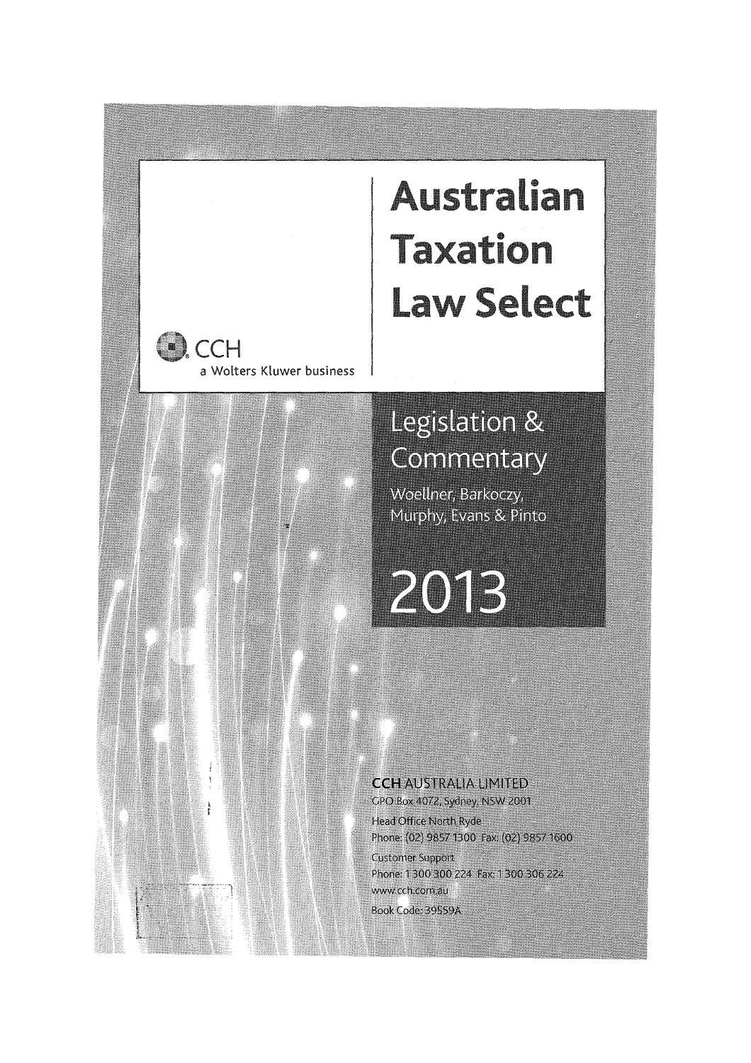# Australian Taxation Law Select

CCH

a Wolters Kluwer business

## Legislation & Commentary

Woellner, Barkoczy, Murphy, Evans & Pinto

## 2013

**CCH AUSTRALIA LIMITED**

GPO Box 4072, Sydney, NSW 2001

Head Office North Ryde

Phone: (02) 9857 1300 Fax: (02) 9857 1600

Customer Support

Phone: 1 300 300 224 Fax: 1 300 306 224

www.cch.com.au

Book Code: 39559A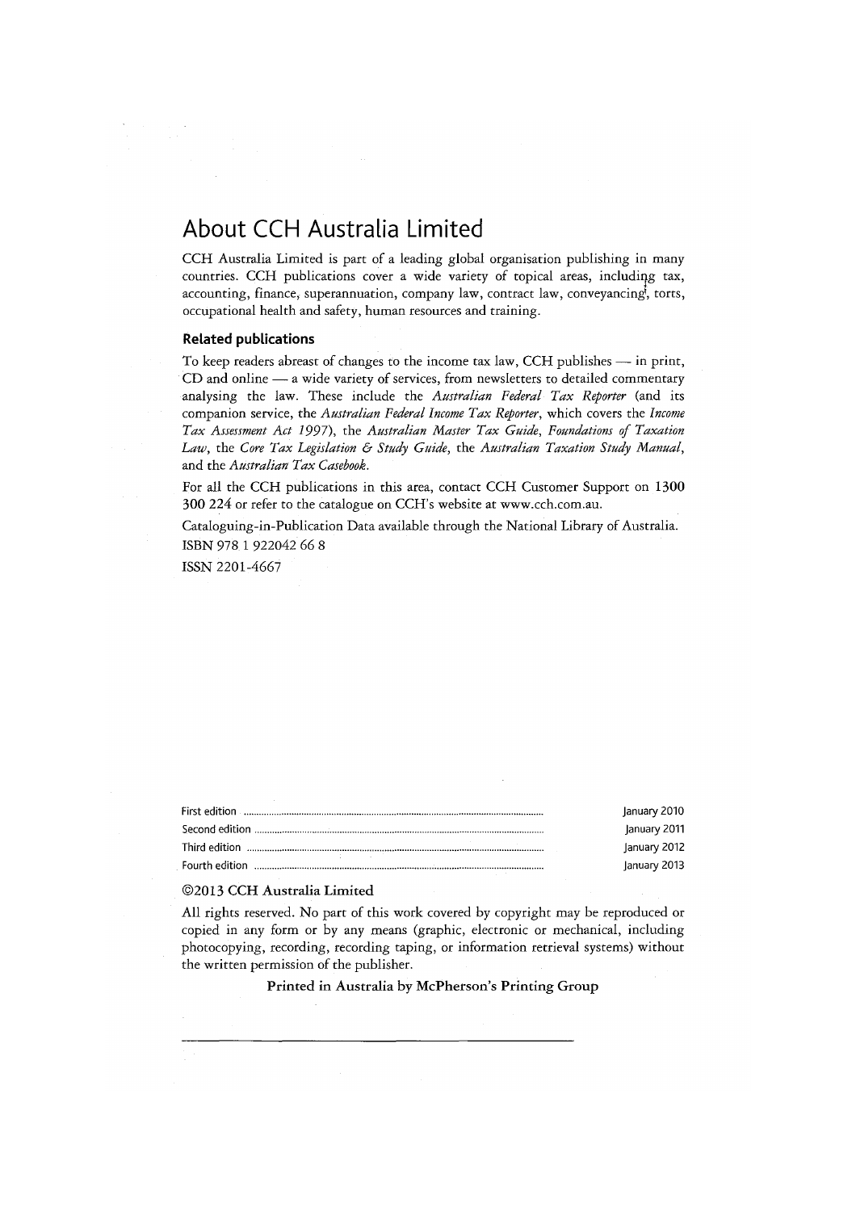# About CCH Australia Limited

CCH Australia Limited is part of a leading global organisation publishing in many countries. CCH publications cover a wide variety of topical areas, including tax, accounting, finance, superannuation, company law, contract law, conveyancing, torts, occupational health and safety, human resources and training.

### Related publications

To keep readers abreast of changes to the income tax law, CCH publishes — in print, CD and online — a wide variety of services, from newsletters to detailed commentary analysing the law. These include the *Australian Federal Tax Reporter* (and its companion service, the *Australian Federal Income Tax Reporter*, which covers the *Income Tax Assessment Act 1997*), the *Australian Master Tax Guide*, *Foundations of Taxation Law*, the *Core Tax Legislation & Study Guide*, the *Australian Taxation Study Manual*, and the *Australian Tax Casebook*.

For all the CCH publications in this area, contact CCH Customer Support on **1300 300 224** or refer to the catalogue on CCH's website at www.cch.com.au.

Cataloguing-in-Publication Data available through the National Library of Australia.

ISBN 978 1 922042 66 8

ISSN 2201-4667

| | |
|---|---|
| First edition | January 2010 |
| Second edition | January 2011 |
| Third edition | January 2012 |
| Fourth edition | January 2013 |

©2013 CCH Australia Limited

All rights reserved. No part of this work covered by copyright may be reproduced or copied in any form or by any means (graphic, electronic or mechanical, including photocopying, recording, recording taping, or information retrieval systems) without the written permission of the publisher.

Printed in Australia by McPherson's Printing Group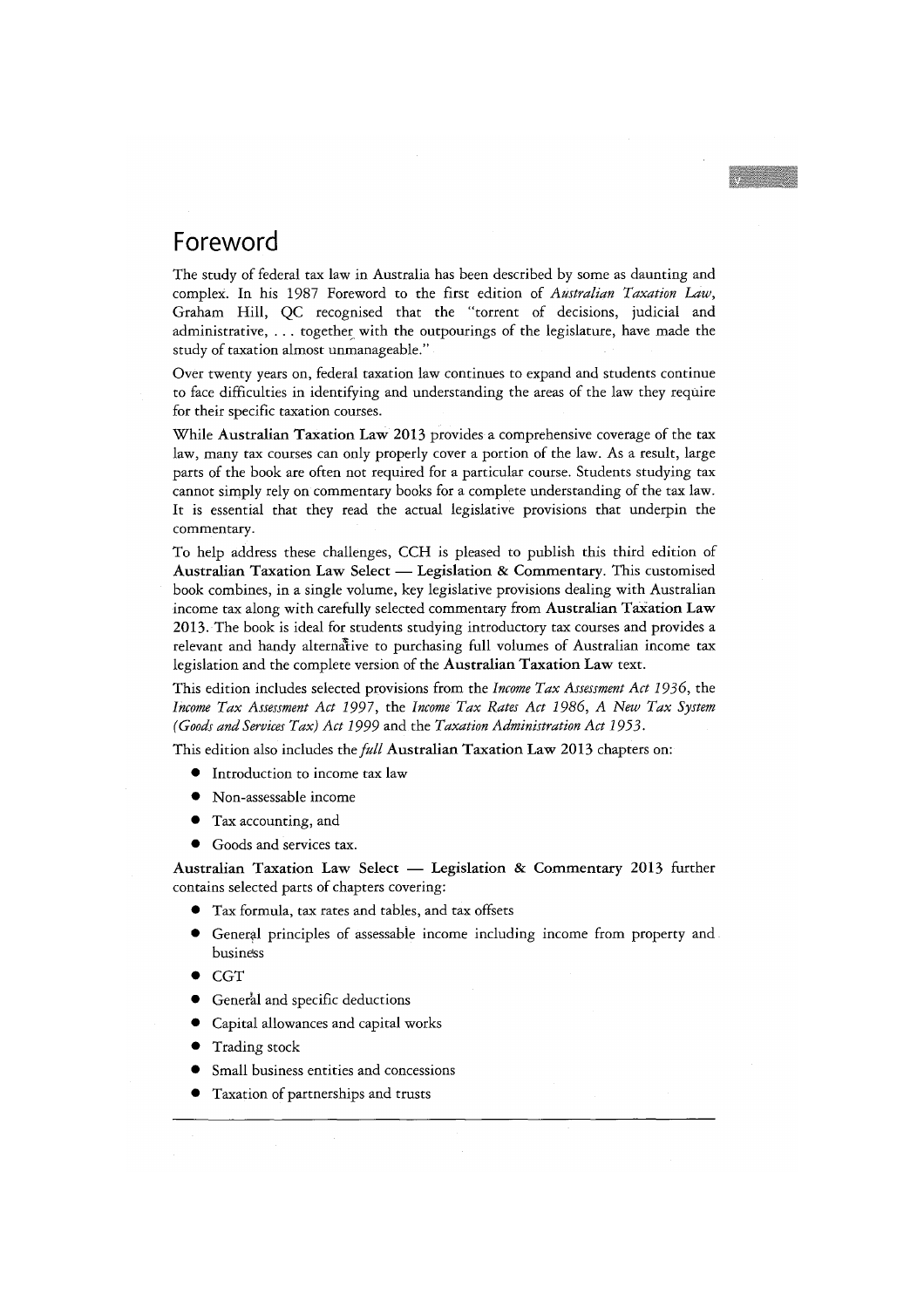# Foreword

The study of federal tax law in Australia has been described by some as daunting and complex. In his 1987 Foreword to the first edition of *Australian Taxation Law*, Graham Hill, QC recognised that the "torrent of decisions, judicial and administrative, ... together with the outpourings of the legislature, have made the study of taxation almost unmanageable."

Over twenty years on, federal taxation law continues to expand and students continue to face difficulties in identifying and understanding the areas of the law they require for their specific taxation courses.

While **Australian Taxation Law 2013** provides a comprehensive coverage of the tax law, many tax courses can only properly cover a portion of the law. As a result, large parts of the book are often not required for a particular course. Students studying tax cannot simply rely on commentary books for a complete understanding of the tax law. It is essential that they read the actual legislative provisions that underpin the commentary.

To help address these challenges, CCH is pleased to publish this third edition of **Australian Taxation Law Select — Legislation & Commentary**. This customised book combines, in a single volume, key legislative provisions dealing with Australian income tax along with carefully selected commentary from **Australian Taxation Law 2013**. The book is ideal for students studying introductory tax courses and provides a relevant and handy alternative to purchasing full volumes of Australian income tax legislation and the complete version of the **Australian Taxation Law** text.

This edition includes selected provisions from the *Income Tax Assessment Act 1936*, the *Income Tax Assessment Act 1997*, the *Income Tax Rates Act 1986*, *A New Tax System (Goods and Services Tax) Act 1999* and the *Taxation Administration Act 1953*.

This edition also includes the *full* **Australian Taxation Law** 2013 chapters on:

- Introduction to income tax law
- Non-assessable income
- Tax accounting, and
- Goods and services tax.

**Australian Taxation Law Select — Legislation & Commentary 2013** further contains selected parts of chapters covering:

- Tax formula, tax rates and tables, and tax offsets
- General principles of assessable income including income from property and business
- CGT
- General and specific deductions
- Capital allowances and capital works
- Trading stock
- Small business entities and concessions
- Taxation of partnerships and trusts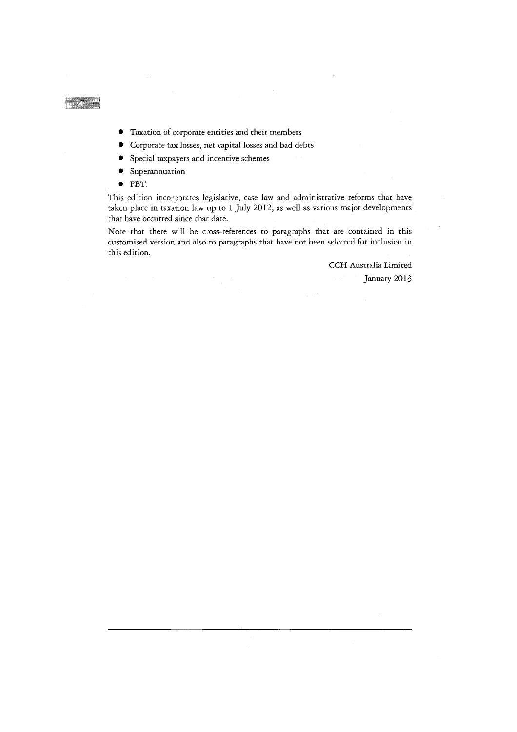- Taxation of corporate entities and their members
- Corporate tax losses, net capital losses and bad debts
- Special taxpayers and incentive schemes
- Superannuation
- FBT.

This edition incorporates legislative, case law and administrative reforms that have taken place in taxation law up to 1 July 2012, as well as various major developments that have occurred since that date.

Note that there will be cross-references to paragraphs that are contained in this customised version and also to paragraphs that have not been selected for inclusion in this edition.

CCH Australia Limited
January 2013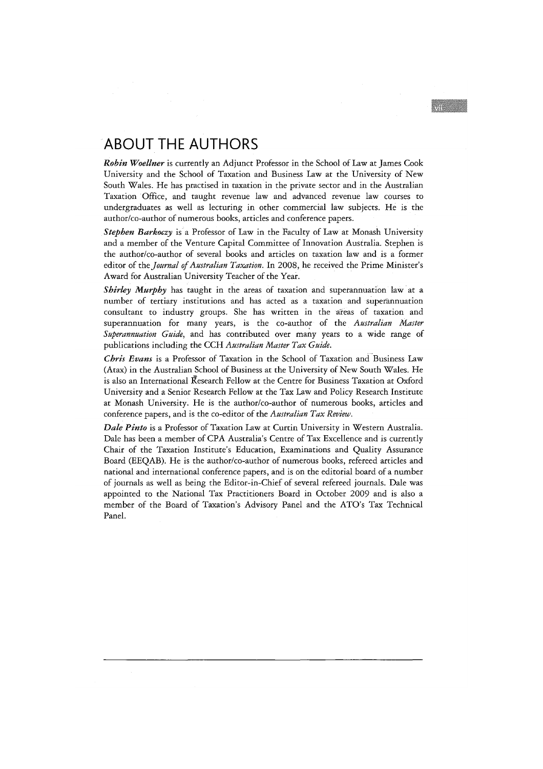# ABOUT THE AUTHORS

***Robin Woellner*** is currently an Adjunct Professor in the School of Law at James Cook University and the School of Taxation and Business Law at the University of New South Wales. He has practised in taxation in the private sector and in the Australian Taxation Office, and taught revenue law and advanced revenue law courses to undergraduates as well as lecturing in other commercial law subjects. He is the author/co-author of numerous books, articles and conference papers.

***Stephen Barkoczy*** is a Professor of Law in the Faculty of Law at Monash University and a member of the Venture Capital Committee of Innovation Australia. Stephen is the author/co-author of several books and articles on taxation law and is a former editor of the *Journal of Australian Taxation*. In 2008, he received the Prime Minister's Award for Australian University Teacher of the Year.

***Shirley Murphy*** has taught in the areas of taxation and superannuation law at a number of tertiary institutions and has acted as a taxation and superannuation consultant to industry groups. She has written in the areas of taxation and superannuation for many years, is the co-author of the *Australian Master Superannuation Guide*, and has contributed over many years to a wide range of publications including the CCH *Australian Master Tax Guide*.

***Chris Evans*** is a Professor of Taxation in the School of Taxation and Business Law (Atax) in the Australian School of Business at the University of New South Wales. He is also an International Research Fellow at the Centre for Business Taxation at Oxford University and a Senior Research Fellow at the Tax Law and Policy Research Institute at Monash University. He is the author/co-author of numerous books, articles and conference papers, and is the co-editor of the *Australian Tax Review*.

***Dale Pinto*** is a Professor of Taxation Law at Curtin University in Western Australia. Dale has been a member of CPA Australia's Centre of Tax Excellence and is currently Chair of the Taxation Institute's Education, Examinations and Quality Assurance Board (EEQAB). He is the author/co-author of numerous books, refereed articles and national and international conference papers, and is on the editorial board of a number of journals as well as being the Editor-in-Chief of several refereed journals. Dale was appointed to the National Tax Practitioners Board in October 2009 and is also a member of the Board of Taxation's Advisory Panel and the ATO's Tax Technical Panel.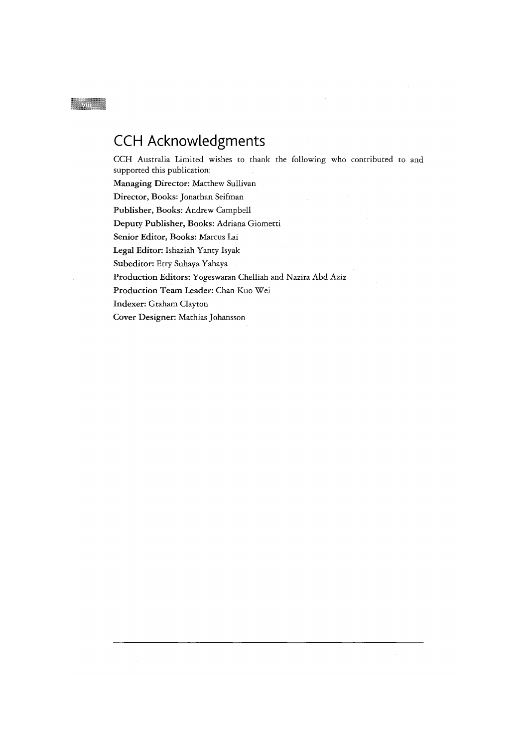# CCH Acknowledgments

CCH Australia Limited wishes to thank the following who contributed to and supported this publication:

**Managing Director:** Matthew Sullivan

**Director, Books:** Jonathan Seifman

**Publisher, Books:** Andrew Campbell

**Deputy Publisher, Books:** Adriana Giometti

**Senior Editor, Books:** Marcus Lai

**Legal Editor:** Ishaziah Yanty Isyak

**Subeditor:** Etty Suhaya Yahaya

**Production Editors:** Yogeswaran Chelliah and Nazira Abd Aziz

**Production Team Leader:** Chan Kuo Wei

**Indexer:** Graham Clayton

**Cover Designer:** Mathias Johansson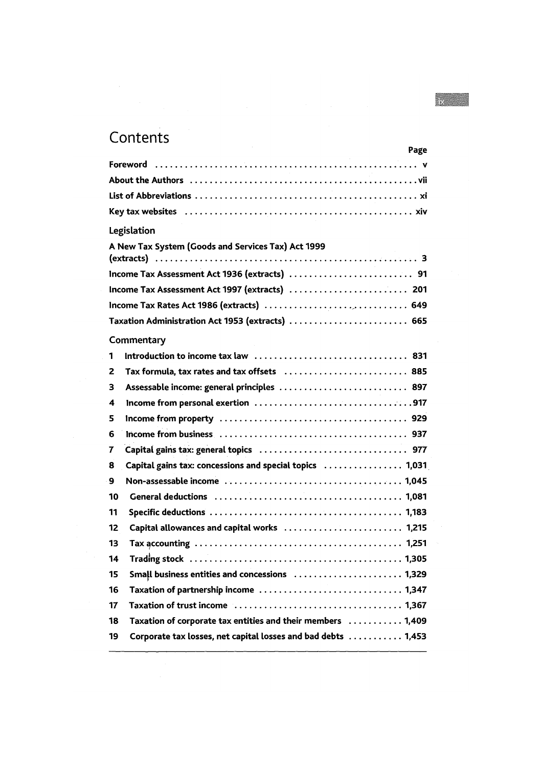# Contents

| | Page |
|---|---|
| **Foreword** | v |
| **About the Authors** | vii |
| **List of Abbreviations** | xi |
| **Key tax websites** | xiv |

## Legislation

| | |
|---|---|
| **A New Tax System (Goods and Services Tax) Act 1999 (extracts)** | 3 |
| **Income Tax Assessment Act 1936 (extracts)** | 91 |
| **Income Tax Assessment Act 1997 (extracts)** | 201 |
| **Income Tax Rates Act 1986 (extracts)** | 649 |
| **Taxation Administration Act 1953 (extracts)** | 665 |

## Commentary

| | | |
|---|---|---|
| 1 | **Introduction to income tax law** | 831 |
| 2 | **Tax formula, tax rates and tax offsets** | 885 |
| 3 | **Assessable income: general principles** | 897 |
| 4 | **Income from personal exertion** | 917 |
| 5 | **Income from property** | 929 |
| 6 | **Income from business** | 937 |
| 7 | **Capital gains tax: general topics** | 977 |
| 8 | **Capital gains tax: concessions and special topics** | 1,031 |
| 9 | **Non-assessable income** | 1,045 |
| 10 | **General deductions** | 1,081 |
| 11 | **Specific deductions** | 1,183 |
| 12 | **Capital allowances and capital works** | 1,215 |
| 13 | **Tax accounting** | 1,251 |
| 14 | **Trading stock** | 1,305 |
| 15 | **Small business entities and concessions** | 1,329 |
| 16 | **Taxation of partnership income** | 1,347 |
| 17 | **Taxation of trust income** | 1,367 |
| 18 | **Taxation of corporate tax entities and their members** | 1,409 |
| 19 | **Corporate tax losses, net capital losses and bad debts** | 1,453 |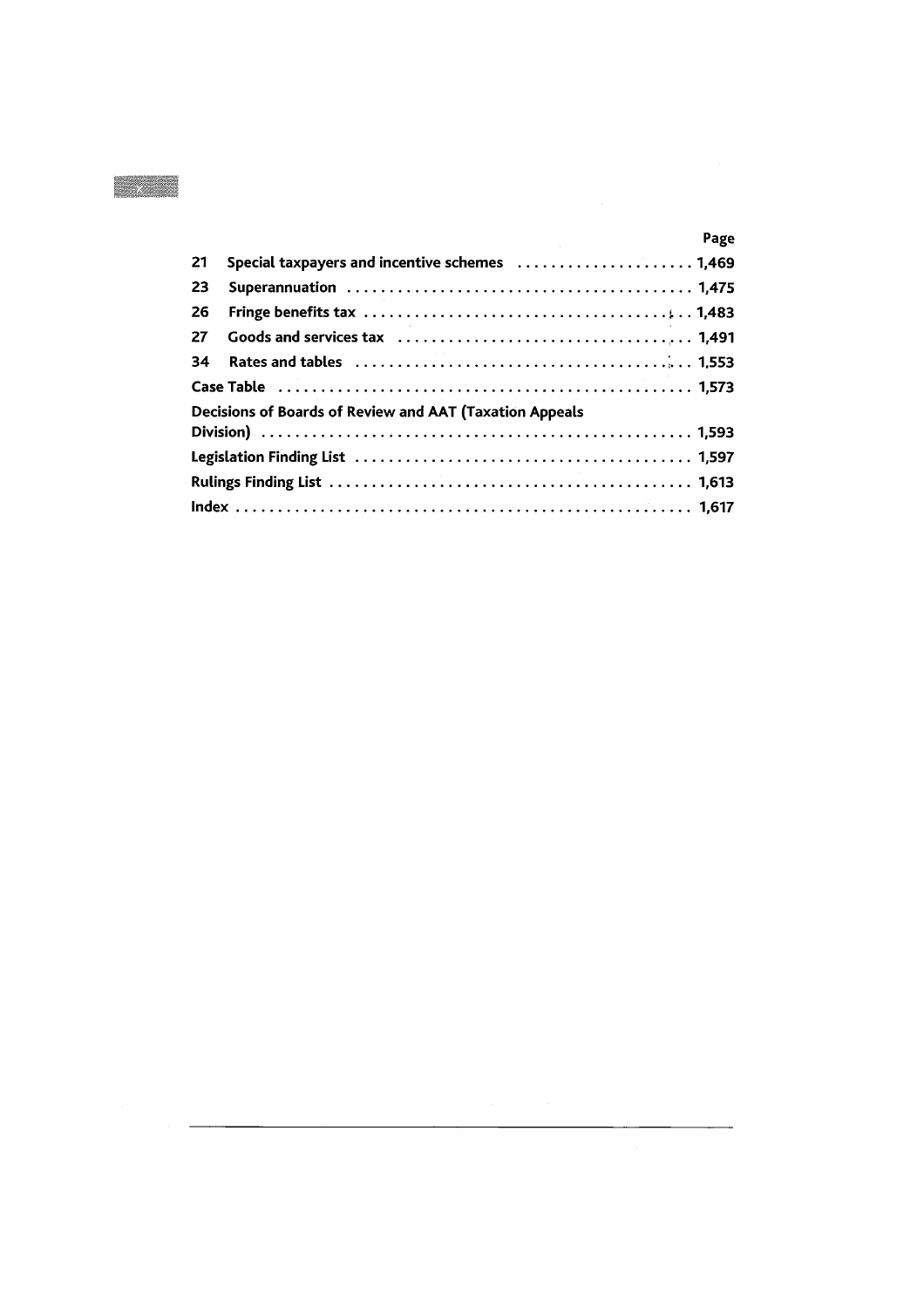| | | Page |
|---|---|---|
| 21 | Special taxpayers and incentive schemes | 1,469 |
| 23 | Superannuation | 1,475 |
| 26 | Fringe benefits tax | 1,483 |
| 27 | Goods and services tax | 1,491 |
| 34 | Rates and tables | 1,553 |
| Case Table | | 1,573 |
| Decisions of Boards of Review and AAT (Taxation Appeals Division) | | 1,593 |
| Legislation Finding List | | 1,597 |
| Rulings Finding List | | 1,613 |
| Index | | 1,617 |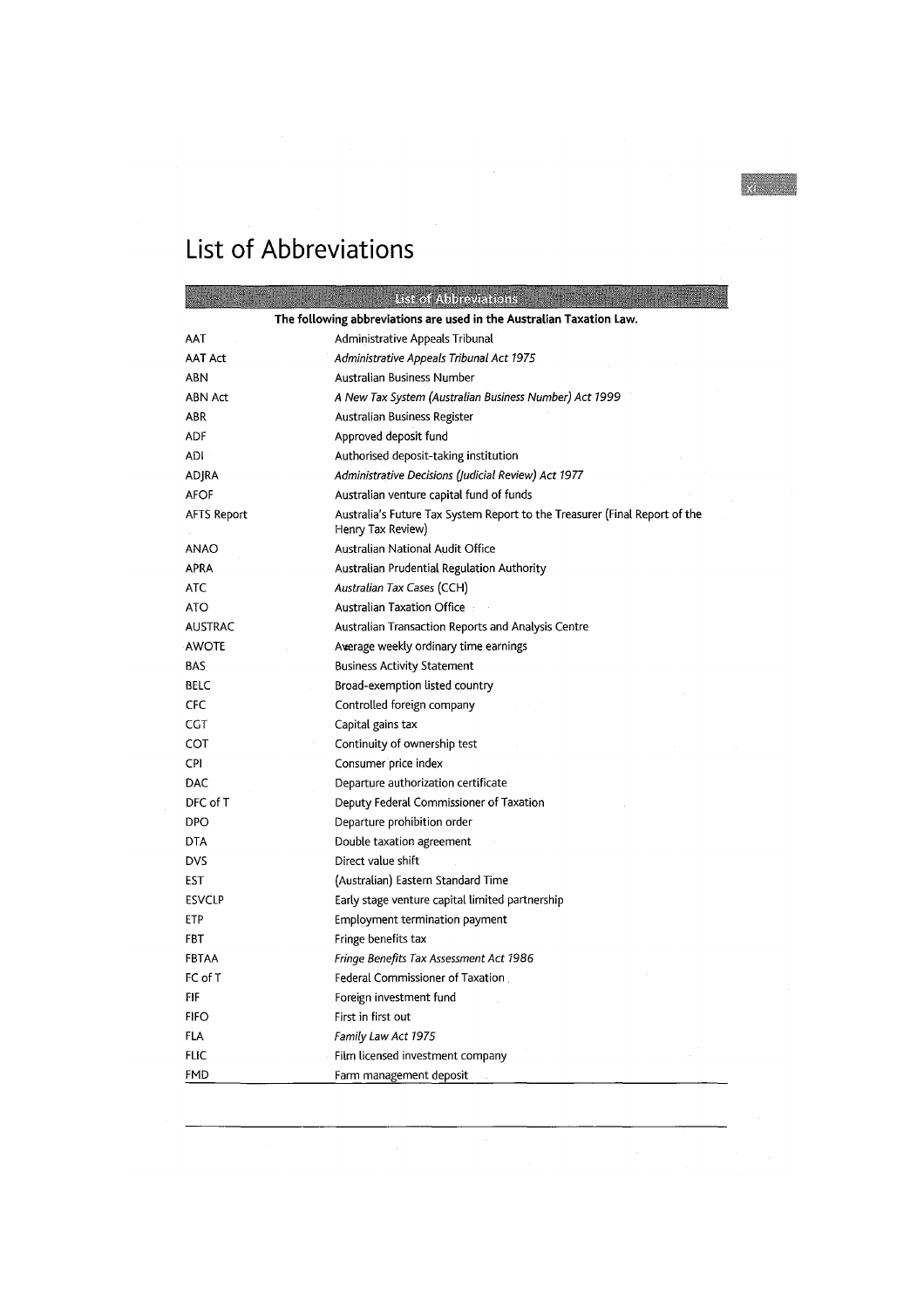# List of Abbreviations

| List of Abbreviations | |
|---|---|
| **The following abbreviations are used in the Australian Taxation Law.** | |
| AAT | Administrative Appeals Tribunal |
| AAT Act | *Administrative Appeals Tribunal Act 1975* |
| ABN | Australian Business Number |
| ABN Act | *A New Tax System (Australian Business Number) Act 1999* |
| ABR | Australian Business Register |
| ADF | Approved deposit fund |
| ADI | Authorised deposit-taking institution |
| ADJRA | *Administrative Decisions (Judicial Review) Act 1977* |
| AFOF | Australian venture capital fund of funds |
| AFTS Report | Australia's Future Tax System Report to the Treasurer (Final Report of the Henry Tax Review) |
| ANAO | Australian National Audit Office |
| APRA | Australian Prudential Regulation Authority |
| ATC | *Australian Tax Cases* (CCH) |
| ATO | Australian Taxation Office |
| AUSTRAC | Australian Transaction Reports and Analysis Centre |
| AWOTE | Average weekly ordinary time earnings |
| BAS | Business Activity Statement |
| BELC | Broad-exemption listed country |
| CFC | Controlled foreign company |
| CGT | Capital gains tax |
| COT | Continuity of ownership test |
| CPI | Consumer price index |
| DAC | Departure authorization certificate |
| DFC of T | Deputy Federal Commissioner of Taxation |
| DPO | Departure prohibition order |
| DTA | Double taxation agreement |
| DVS | Direct value shift |
| EST | (Australian) Eastern Standard Time |
| ESVCLP | Early stage venture capital limited partnership |
| ETP | Employment termination payment |
| FBT | Fringe benefits tax |
| FBTAA | *Fringe Benefits Tax Assessment Act 1986* |
| FC of T | Federal Commissioner of Taxation |
| FIF | Foreign investment fund |
| FIFO | First in first out |
| FLA | *Family Law Act 1975* |
| FLIC | Film licensed investment company |
| FMD | Farm management deposit |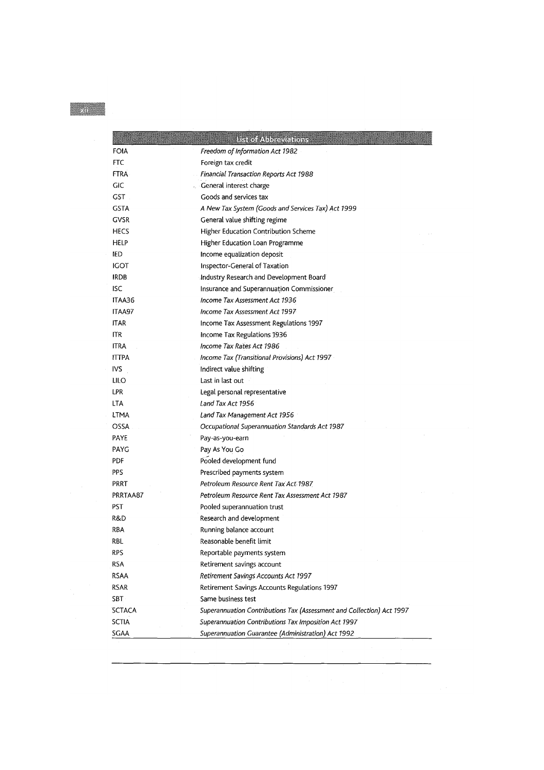| List of Abbreviations | |
|---|---|
| FOIA | *Freedom of Information Act 1982* |
| FTC | Foreign tax credit |
| FTRA | *Financial Transaction Reports Act 1988* |
| GIC | General interest charge |
| GST | Goods and services tax |
| GSTA | *A New Tax System (Goods and Services Tax) Act 1999* |
| GVSR | General value shifting regime |
| HECS | Higher Education Contribution Scheme |
| HELP | Higher Education Loan Programme |
| IED | Income equalization deposit |
| IGOT | Inspector-General of Taxation |
| IRDB | Industry Research and Development Board |
| ISC | Insurance and Superannuation Commissioner |
| ITAA36 | *Income Tax Assessment Act 1936* |
| ITAA97 | *Income Tax Assessment Act 1997* |
| ITAR | Income Tax Assessment Regulations 1997 |
| ITR | Income Tax Regulations 1936 |
| ITRA | *Income Tax Rates Act 1986* |
| ITTPA | *Income Tax (Transitional Provisions) Act 1997* |
| IVS | Indirect value shifting |
| LILO | Last in last out |
| LPR | Legal personal representative |
| LTA | *Land Tax Act 1956* |
| LTMA | *Land Tax Management Act 1956* |
| OSSA | *Occupational Superannuation Standards Act 1987* |
| PAYE | Pay-as-you-earn |
| PAYG | Pay As You Go |
| PDF | Pooled development fund |
| PPS | Prescribed payments system |
| PRRT | *Petroleum Resource Rent Tax Act 1987* |
| PRRTAA87 | *Petroleum Resource Rent Tax Assessment Act 1987* |
| PST | Pooled superannuation trust |
| R&D | Research and development |
| RBA | Running balance account |
| RBL | Reasonable benefit limit |
| RPS | Reportable payments system |
| RSA | Retirement savings account |
| RSAA | *Retirement Savings Accounts Act 1997* |
| RSAR | Retirement Savings Accounts Regulations 1997 |
| SBT | Same business test |
| SCTACA | *Superannuation Contributions Tax (Assessment and Collection) Act 1997* |
| SCTIA | *Superannuation Contributions Tax Imposition Act 1997* |
| SGAA | *Superannuation Guarantee (Administration) Act 1992* |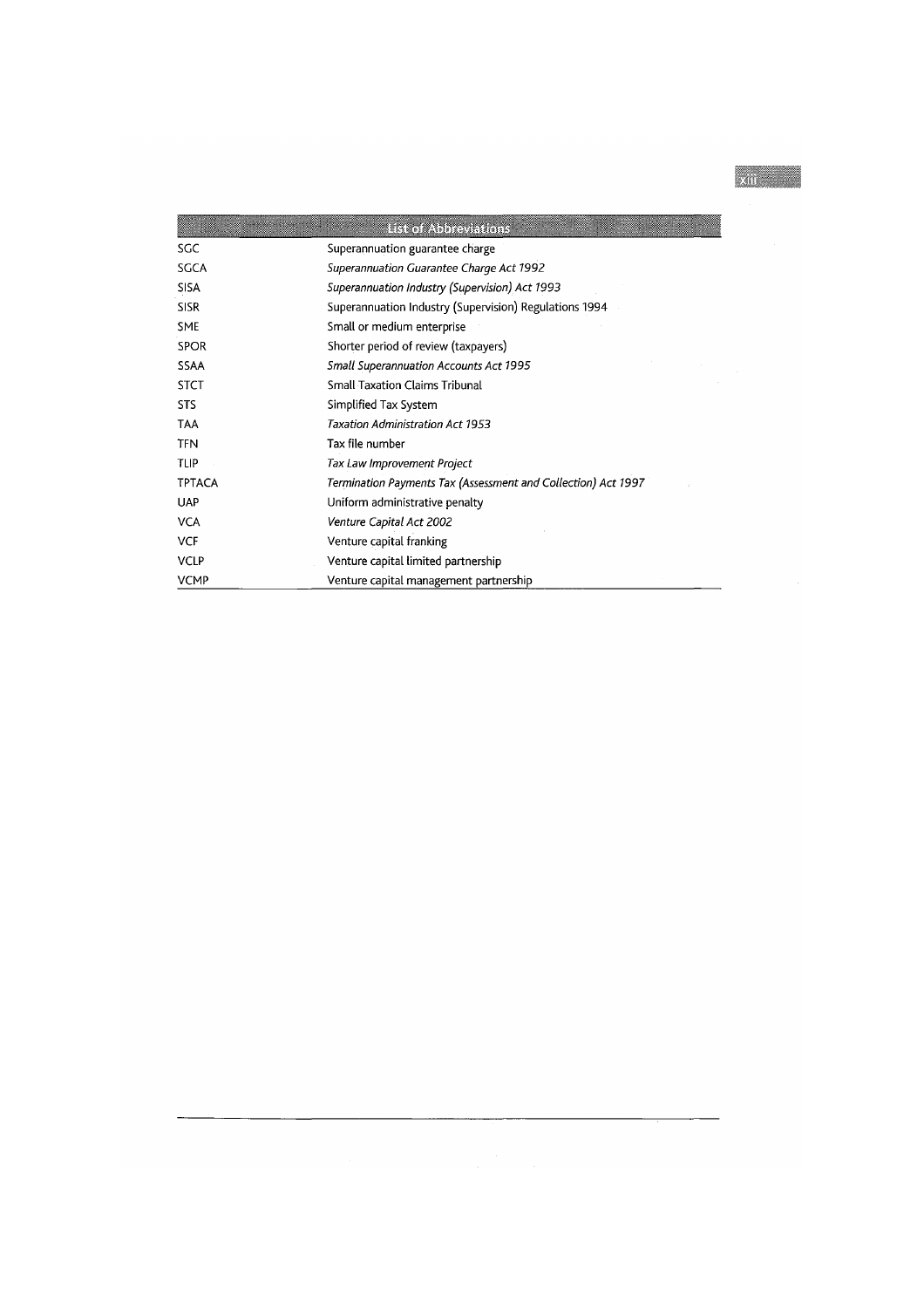| List of Abbreviations | |
|---|---|
| SGC | Superannuation guarantee charge |
| SGCA | *Superannuation Guarantee Charge Act 1992* |
| SISA | *Superannuation Industry (Supervision) Act 1993* |
| SISR | Superannuation Industry (Supervision) Regulations 1994 |
| SME | Small or medium enterprise |
| SPOR | Shorter period of review (taxpayers) |
| SSAA | *Small Superannuation Accounts Act 1995* |
| STCT | Small Taxation Claims Tribunal |
| STS | Simplified Tax System |
| TAA | *Taxation Administration Act 1953* |
| TFN | Tax file number |
| TLIP | *Tax Law Improvement Project* |
| TPTACA | *Termination Payments Tax (Assessment and Collection) Act 1997* |
| UAP | Uniform administrative penalty |
| VCA | *Venture Capital Act 2002* |
| VCF | Venture capital franking |
| VCLP | Venture capital limited partnership |
| VCMP | Venture capital management partnership |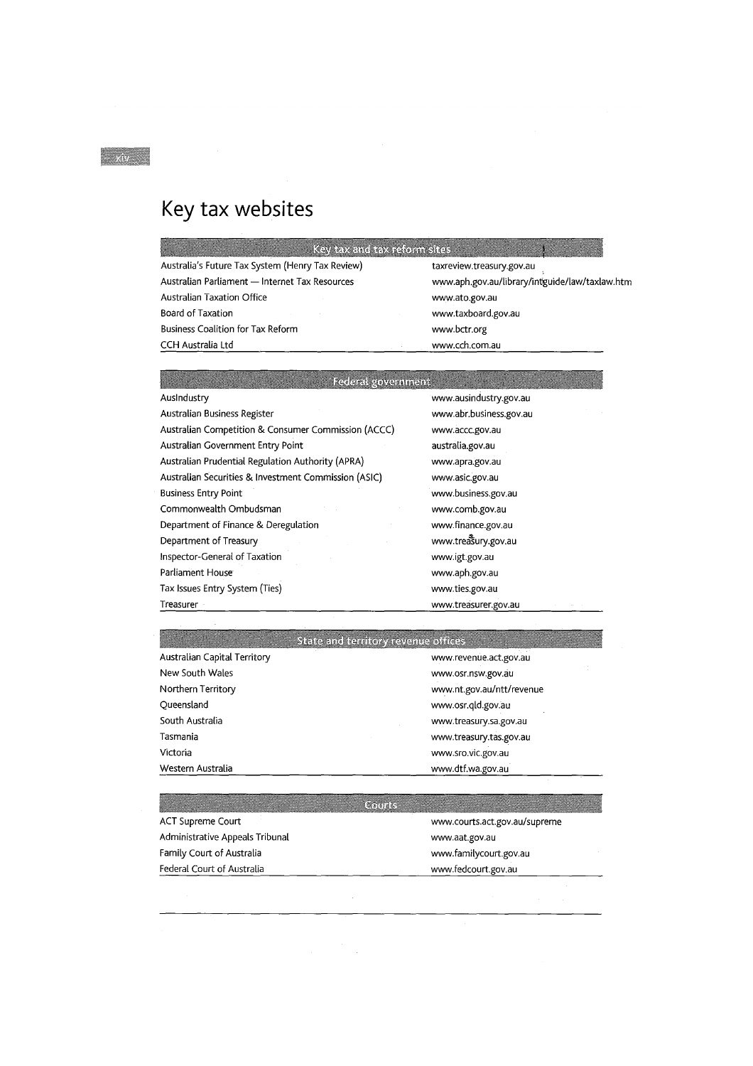# Key tax websites

| Key tax and tax reform sites | |
|---|---|
| Australia's Future Tax System (Henry Tax Review) | taxreview.treasury.gov.au |
| Australian Parliament — Internet Tax Resources | www.aph.gov.au/library/intguide/law/taxlaw.htm |
| Australian Taxation Office | www.ato.gov.au |
| Board of Taxation | www.taxboard.gov.au |
| Business Coalition for Tax Reform | www.bctr.org |
| CCH Australia Ltd | www.cch.com.au |

| Federal government | |
|---|---|
| AusIndustry | www.ausindustry.gov.au |
| Australian Business Register | www.abr.business.gov.au |
| Australian Competition & Consumer Commission (ACCC) | www.accc.gov.au |
| Australian Government Entry Point | australia.gov.au |
| Australian Prudential Regulation Authority (APRA) | www.apra.gov.au |
| Australian Securities & Investment Commission (ASIC) | www.asic.gov.au |
| Business Entry Point | www.business.gov.au |
| Commonwealth Ombudsman | www.comb.gov.au |
| Department of Finance & Deregulation | www.finance.gov.au |
| Department of Treasury | www.treasury.gov.au |
| Inspector-General of Taxation | www.igt.gov.au |
| Parliament House | www.aph.gov.au |
| Tax Issues Entry System (Ties) | www.ties.gov.au |
| Treasurer | www.treasurer.gov.au |

| State and territory revenue offices | |
|---|---|
| Australian Capital Territory | www.revenue.act.gov.au |
| New South Wales | www.osr.nsw.gov.au |
| Northern Territory | www.nt.gov.au/ntt/revenue |
| Queensland | www.osr.qld.gov.au |
| South Australia | www.treasury.sa.gov.au |
| Tasmania | www.treasury.tas.gov.au |
| Victoria | www.sro.vic.gov.au |
| Western Australia | www.dtf.wa.gov.au |

| Courts | |
|---|---|
| ACT Supreme Court | www.courts.act.gov.au/supreme |
| Administrative Appeals Tribunal | www.aat.gov.au |
| Family Court of Australia | www.familycourt.gov.au |
| Federal Court of Australia | www.fedcourt.gov.au |